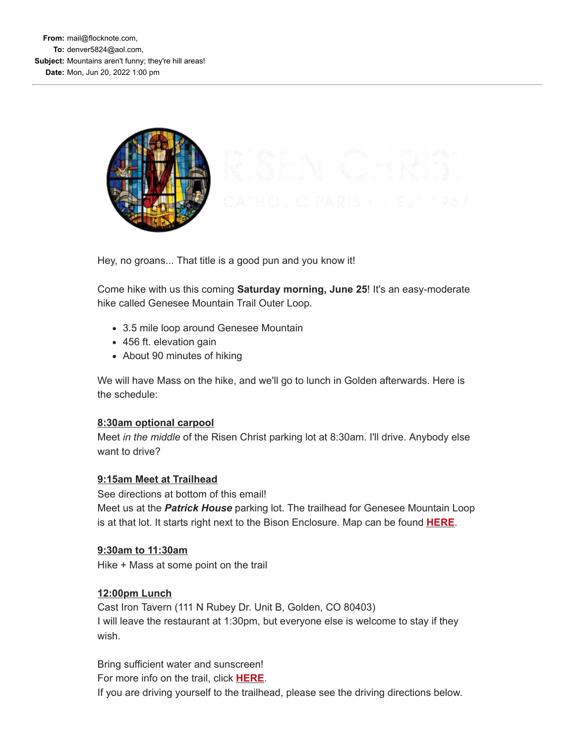**From:** mail@flocknote.com,
**To:** denver5824@aol.com,
**Subject:** Mountains aren't funny; they're hill areas!
**Date:** Mon, Jun 20, 2022 1:00 pm

---

RISEN CHRIST
CATHOLIC PARISH | EST 1967

Hey, no groans... That title is a good pun and you know it!

Come hike with us this coming **Saturday morning, June 25**! It's an easy-moderate hike called Genesee Mountain Trail Outer Loop.

- 3.5 mile loop around Genesee Mountain
- 456 ft. elevation gain
- About 90 minutes of hiking

We will have Mass on the hike, and we'll go to lunch in Golden afterwards. Here is the schedule:

**8:30am optional carpool**
Meet *in the middle* of the Risen Christ parking lot at 8:30am. I'll drive. Anybody else want to drive?

**9:15am Meet at Trailhead**
See directions at bottom of this email!
Meet us at the ***Patrick House*** parking lot. The trailhead for Genesee Mountain Loop is at that lot. It starts right next to the Bison Enclosure. Map can be found **HERE**.

**9:30am to 11:30am**
Hike + Mass at some point on the trail

**12:00pm Lunch**
Cast Iron Tavern (111 N Rubey Dr. Unit B, Golden, CO 80403)
I will leave the restaurant at 1:30pm, but everyone else is welcome to stay if they wish.

Bring sufficient water and sunscreen!
For more info on the trail, click **HERE**.
If you are driving yourself to the trailhead, please see the driving directions below.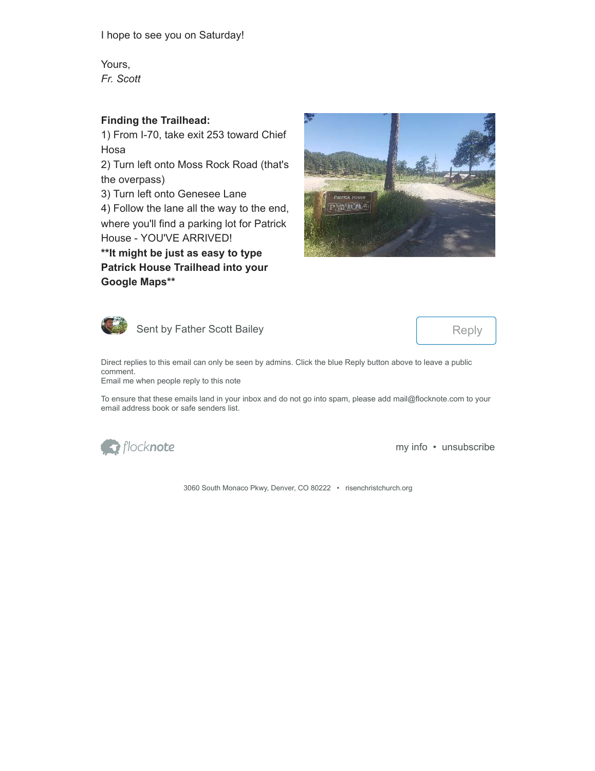I hope to see you on Saturday!

Yours,
*Fr. Scott*

**Finding the Trailhead:**
1) From I-70, take exit 253 toward Chief Hosa
2) Turn left onto Moss Rock Road (that's the overpass)
3) Turn left onto Genesee Lane
4) Follow the lane all the way to the end, where you'll find a parking lot for Patrick House - YOU'VE ARRIVED!
**\*\*It might be just as easy to type Patrick House Trailhead into your Google Maps\*\***

Sent by Father Scott Bailey

Reply

Direct replies to this email can only be seen by admins. Click the blue Reply button above to leave a public comment.
Email me when people reply to this note

To ensure that these emails land in your inbox and do not go into spam, please add mail@flocknote.com to your email address book or safe senders list.

flocknote

my info • unsubscribe

3060 South Monaco Pkwy, Denver, CO 80222 • risenchristchurch.org